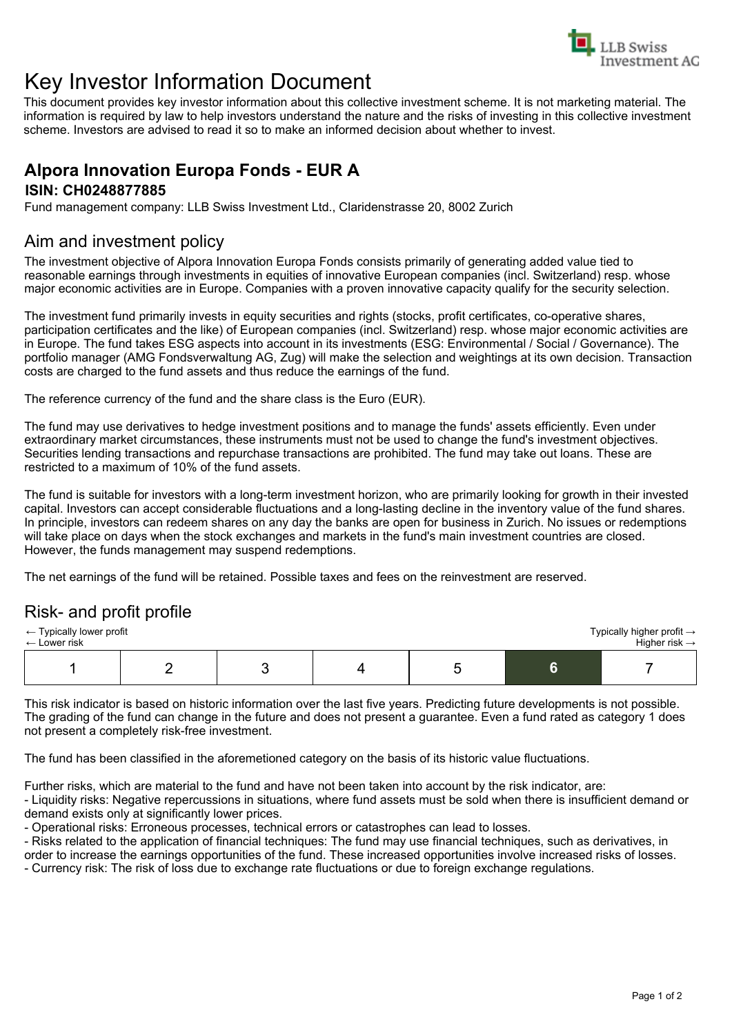LLB Swiss Investment AG

# Key Investor Information Document

This document provides key investor information about this collective investment scheme. It is not marketing material. The information is required by law to help investors understand the nature and the risks of investing in this collective investment scheme. Investors are advised to read it so to make an informed decision about whether to invest.

## Alpora Innovation Europa Fonds - EUR A

### ISIN: CH0248877885

Fund management company: LLB Swiss Investment Ltd., Claridenstrasse 20, 8002 Zurich

## Aim and investment policy

The investment objective of Alpora Innovation Europa Fonds consists primarily of generating added value tied to reasonable earnings through investments in equities of innovative European companies (incl. Switzerland) resp. whose major economic activities are in Europe. Companies with a proven innovative capacity qualify for the security selection.

The investment fund primarily invests in equity securities and rights (stocks, profit certificates, co-operative shares, participation certificates and the like) of European companies (incl. Switzerland) resp. whose major economic activities are in Europe. The fund takes ESG aspects into account in its investments (ESG: Environmental / Social / Governance). The portfolio manager (AMG Fondsverwaltung AG, Zug) will make the selection and weightings at its own decision. Transaction costs are charged to the fund assets and thus reduce the earnings of the fund.

The reference currency of the fund and the share class is the Euro (EUR).

The fund may use derivatives to hedge investment positions and to manage the funds' assets efficiently. Even under extraordinary market circumstances, these instruments must not be used to change the fund's investment objectives. Securities lending transactions and repurchase transactions are prohibited. The fund may take out loans. These are restricted to a maximum of 10% of the fund assets.

The fund is suitable for investors with a long-term investment horizon, who are primarily looking for growth in their invested capital. Investors can accept considerable fluctuations and a long-lasting decline in the inventory value of the fund shares. In principle, investors can redeem shares on any day the banks are open for business in Zurich. No issues or redemptions will take place on days when the stock exchanges and markets in the fund's main investment countries are closed. However, the funds management may suspend redemptions.

The net earnings of the fund will be retained. Possible taxes and fees on the reinvestment are reserved.

## Risk- and profit profile

← Typically lower profit
← Lower risk

Typically higher profit →
Higher risk →

| 1 | 2 | 3 | 4 | 5 | **6** | 7 |
|---|---|---|---|---|---|---|

This risk indicator is based on historic information over the last five years. Predicting future developments is not possible. The grading of the fund can change in the future and does not present a guarantee. Even a fund rated as category 1 does not present a completely risk-free investment.

The fund has been classified in the aforemetioned category on the basis of its historic value fluctuations.

Further risks, which are material to the fund and have not been taken into account by the risk indicator, are:

- Liquidity risks: Negative repercussions in situations, where fund assets must be sold when there is insufficient demand or demand exists only at significantly lower prices.
- Operational risks: Erroneous processes, technical errors or catastrophes can lead to losses.
- Risks related to the application of financial techniques: The fund may use financial techniques, such as derivatives, in order to increase the earnings opportunities of the fund. These increased opportunities involve increased risks of losses.
- Currency risk: The risk of loss due to exchange rate fluctuations or due to foreign exchange regulations.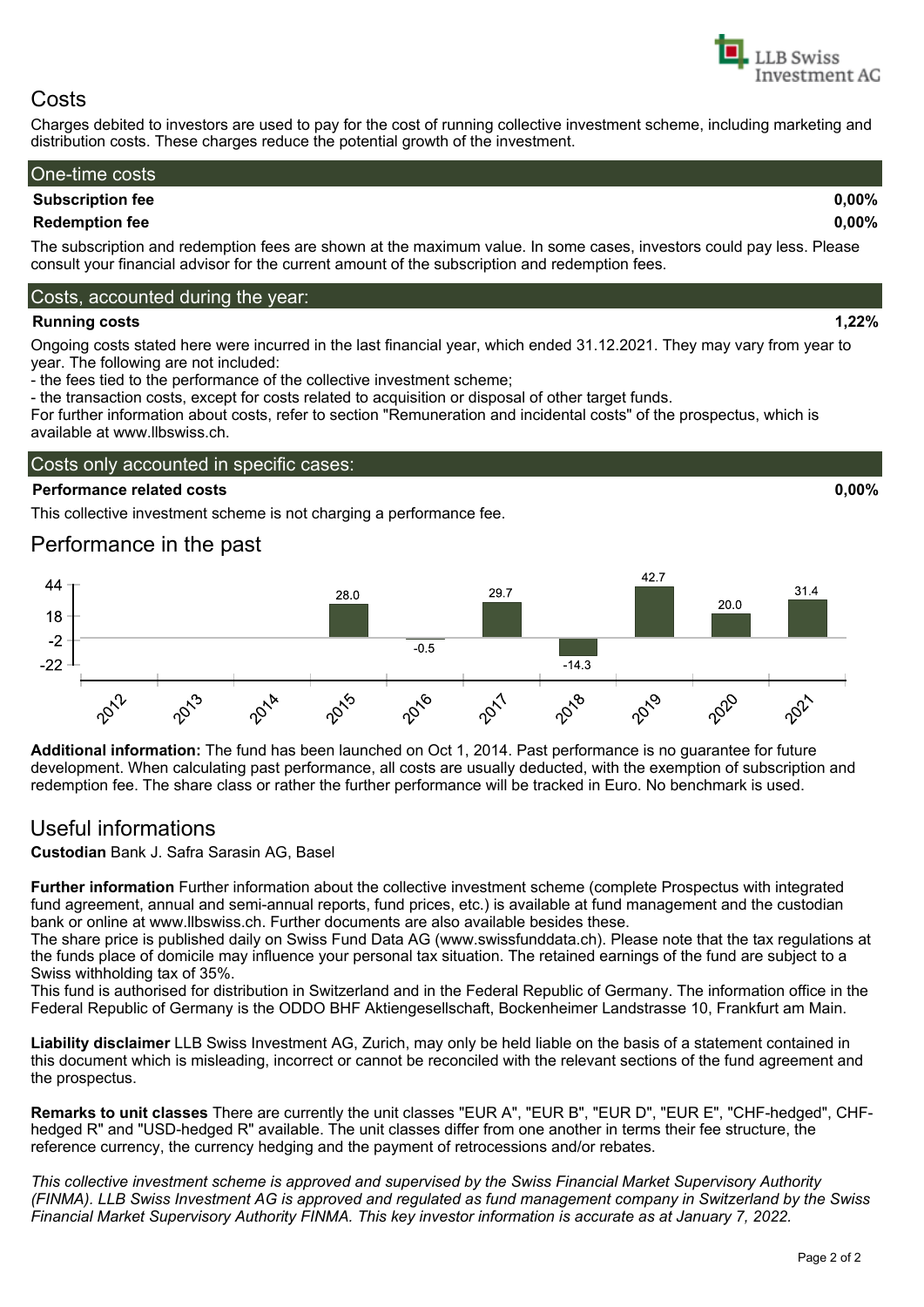# Costs

Charges debited to investors are used to pay for the cost of running collective investment scheme, including marketing and distribution costs. These charges reduce the potential growth of the investment.

## One-time costs

**Subscription fee** **0,00%**

**Redemption fee** **0,00%**

The subscription and redemption fees are shown at the maximum value. In some cases, investors could pay less. Please consult your financial advisor for the current amount of the subscription and redemption fees.

## Costs, accounted during the year:

**Running costs** **1,22%**

Ongoing costs stated here were incurred in the last financial year, which ended 31.12.2021. They may vary from year to year. The following are not included:

- the fees tied to the performance of the collective investment scheme;
- the transaction costs, except for costs related to acquisition or disposal of other target funds.

For further information about costs, refer to section "Remuneration and incidental costs" of the prospectus, which is available at www.llbswiss.ch.

## Costs only accounted in specific cases:

**Performance related costs** **0,00%**

This collective investment scheme is not charging a performance fee.

# Performance in the past

44
18
-2
-22

28.0
-0.5
29.7
-14.3
42.7
20.0
31.4

2012
2013
2014
2015
2016
2017
2018
2019
2020
2021

**Additional information:** The fund has been launched on Oct 1, 2014. Past performance is no guarantee for future development. When calculating past performance, all costs are usually deducted, with the exemption of subscription and redemption fee. The share class or rather the further performance will be tracked in Euro. No benchmark is used.

# Useful informations

**Custodian** Bank J. Safra Sarasin AG, Basel

**Further information** Further information about the collective investment scheme (complete Prospectus with integrated fund agreement, annual and semi-annual reports, fund prices, etc.) is available at fund management and the custodian bank or online at www.llbswiss.ch. Further documents are also available besides these.

The share price is published daily on Swiss Fund Data AG (www.swissfunddata.ch). Please note that the tax regulations at the funds place of domicile may influence your personal tax situation. The retained earnings of the fund are subject to a Swiss withholding tax of 35%.

This fund is authorised for distribution in Switzerland and in the Federal Republic of Germany. The information office in the Federal Republic of Germany is the ODDO BHF Aktiengesellschaft, Bockenheimer Landstrasse 10, Frankfurt am Main.

**Liability disclaimer** LLB Swiss Investment AG, Zurich, may only be held liable on the basis of a statement contained in this document which is misleading, incorrect or cannot be reconciled with the relevant sections of the fund agreement and the prospectus.

**Remarks to unit classes** There are currently the unit classes "EUR A", "EUR B", "EUR D", "EUR E", "CHF-hedged", CHF-hedged R" and "USD-hedged R" available. The unit classes differ from one another in terms their fee structure, the reference currency, the currency hedging and the payment of retrocessions and/or rebates.

*This collective investment scheme is approved and supervised by the Swiss Financial Market Supervisory Authority (FINMA). LLB Swiss Investment AG is approved and regulated as fund management company in Switzerland by the Swiss Financial Market Supervisory Authority FINMA. This key investor information is accurate as at January 7, 2022.*